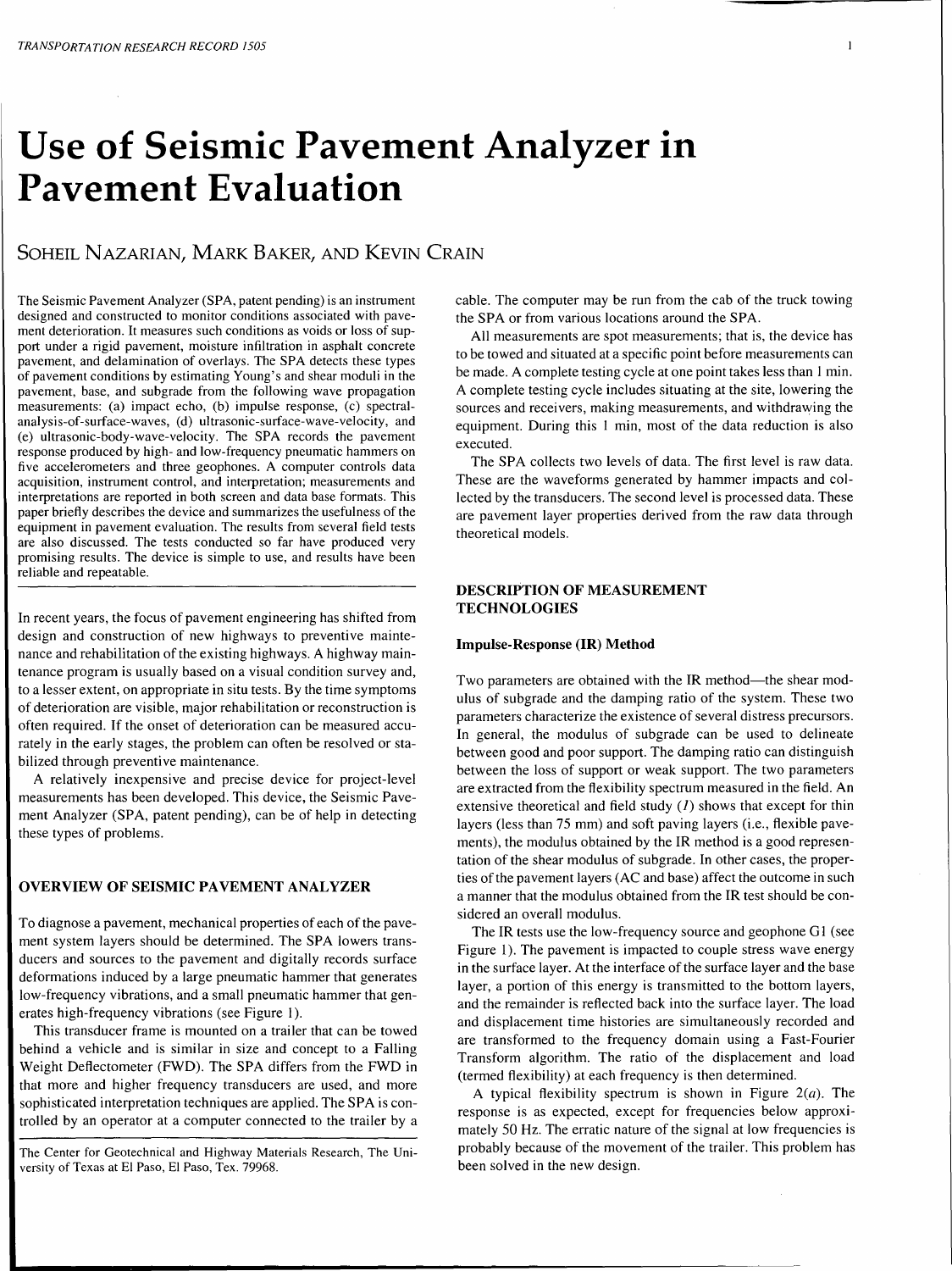# Use of Seismic Pavement Analyzer in Pavement Evaluation

SOHEIL NAZARIAN, MARK BAKER, AND KEVIN CRAIN

The Seismic Pavement Analyzer (SPA, patent pending) is an instrument designed and constructed to monitor conditions associated with pavement deterioration. It measures such conditions as voids or loss of support under a rigid pavement, moisture infiltration in asphalt concrete pavement, and delamination of overlays. The SPA detects these types of pavement conditions by estimating Young's and shear moduli in the pavement, base, and subgrade from the following wave propagation measurements: (a) impact echo, (b) impulse response, (c) spectral-analysis-of-surface-waves, (d) ultrasonic-surface-wave-velocity, and (e) ultrasonic-body-wave-velocity. The SPA records the pavement response produced by high- and low-frequency pneumatic hammers on five accelerometers and three geophones. A computer controls data acquisition, instrument control, and interpretation; measurements and interpretations are reported in both screen and data base formats. This paper briefly describes the device and summarizes the usefulness of the equipment in pavement evaluation. The results from several field tests are also discussed. The tests conducted so far have produced very promising results. The device is simple to use, and results have been reliable and repeatable.

In recent years, the focus of pavement engineering has shifted from design and construction of new highways to preventive maintenance and rehabilitation of the existing highways. A highway maintenance program is usually based on a visual condition survey and, to a lesser extent, on appropriate in situ tests. By the time symptoms of deterioration are visible, major rehabilitation or reconstruction is often required. If the onset of deterioration can be measured accurately in the early stages, the problem can often be resolved or stabilized through preventive maintenance.

A relatively inexpensive and precise device for project-level measurements has been developed. This device, the Seismic Pavement Analyzer (SPA, patent pending), can be of help in detecting these types of problems.

## OVERVIEW OF SEISMIC PAVEMENT ANALYZER

To diagnose a pavement, mechanical properties of each of the pavement system layers should be determined. The SPA lowers transducers and sources to the pavement and digitally records surface deformations induced by a large pneumatic hammer that generates low-frequency vibrations, and a small pneumatic hammer that generates high-frequency vibrations (see Figure 1).

This transducer frame is mounted on a trailer that can be towed behind a vehicle and is similar in size and concept to a Falling Weight Deflectometer (FWD). The SPA differs from the FWD in that more and higher frequency transducers are used, and more sophisticated interpretation techniques are applied. The SPA is controlled by an operator at a computer connected to the trailer by a cable. The computer may be run from the cab of the truck towing the SPA or from various locations around the SPA.

All measurements are spot measurements; that is, the device has to be towed and situated at a specific point before measurements can be made. A complete testing cycle at one point takes less than 1 min. A complete testing cycle includes situating at the site, lowering the sources and receivers, making measurements, and withdrawing the equipment. During this 1 min, most of the data reduction is also executed.

The SPA collects two levels of data. The first level is raw data. These are the waveforms generated by hammer impacts and collected by the transducers. The second level is processed data. These are pavement layer properties derived from the raw data through theoretical models.

## DESCRIPTION OF MEASUREMENT TECHNOLOGIES

### Impulse-Response (IR) Method

Two parameters are obtained with the IR method—the shear modulus of subgrade and the damping ratio of the system. These two parameters characterize the existence of several distress precursors. In general, the modulus of subgrade can be used to delineate between good and poor support. The damping ratio can distinguish between the loss of support or weak support. The two parameters are extracted from the flexibility spectrum measured in the field. An extensive theoretical and field study (*1*) shows that except for thin layers (less than 75 mm) and soft paving layers (i.e., flexible pavements), the modulus obtained by the IR method is a good representation of the shear modulus of subgrade. In other cases, the properties of the pavement layers (AC and base) affect the outcome in such a manner that the modulus obtained from the IR test should be considered an overall modulus.

The IR tests use the low-frequency source and geophone G1 (see Figure 1). The pavement is impacted to couple stress wave energy in the surface layer. At the interface of the surface layer and the base layer, a portion of this energy is transmitted to the bottom layers, and the remainder is reflected back into the surface layer. The load and displacement time histories are simultaneously recorded and are transformed to the frequency domain using a Fast-Fourier Transform algorithm. The ratio of the displacement and load (termed flexibility) at each frequency is then determined.

A typical flexibility spectrum is shown in Figure 2(*a*). The response is as expected, except for frequencies below approximately 50 Hz. The erratic nature of the signal at low frequencies is probably because of the movement of the trailer. This problem has been solved in the new design.

The Center for Geotechnical and Highway Materials Research, The University of Texas at El Paso, El Paso, Tex. 79968.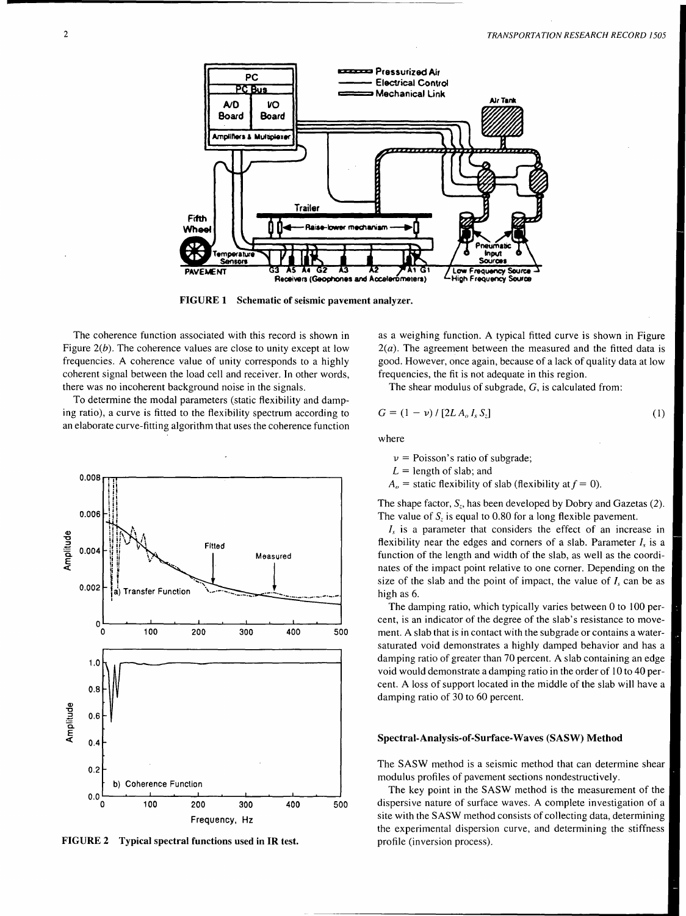FIGURE 1 Schematic of seismic pavement analyzer.

FIGURE 2 Typical spectral functions used in IR test.

The coherence function associated with this record is shown in Figure 2(*b*). The coherence values are close to unity except at low frequencies. A coherence value of unity corresponds to a highly coherent signal between the load cell and receiver. In other words, there was no incoherent background noise in the signals.

To determine the modal parameters (static flexibility and damping ratio), a curve is fitted to the flexibility spectrum according to an elaborate curve-fitting algorithm that uses the coherence function as a weighing function. A typical fitted curve is shown in Figure 2(*a*). The agreement between the measured and the fitted data is good. However, once again, because of a lack of quality data at low frequencies, the fit is not adequate in this region.

The shear modulus of subgrade, $G$, is calculated from:

$$G = (1 - \nu) / [2L\, A_o\, I_s\, S_z] \tag{1}$$

where

$\nu$ = Poisson's ratio of subgrade;
$L$ = length of slab; and
$A_o$ = static flexibility of slab (flexibility at $f = 0$).

The shape factor, $S_z$, has been developed by Dobry and Gazetas (*2*). The value of $S_z$ is equal to 0.80 for a long flexible pavement.

$I_s$ is a parameter that considers the effect of an increase in flexibility near the edges and corners of a slab. Parameter $I_s$ is a function of the length and width of the slab, as well as the coordinates of the impact point relative to one corner. Depending on the size of the slab and the point of impact, the value of $I_s$ can be as high as 6.

The damping ratio, which typically varies between 0 to 100 percent, is an indicator of the degree of the slab's resistance to movement. A slab that is in contact with the subgrade or contains a water-saturated void demonstrates a highly damped behavior and has a damping ratio of greater than 70 percent. A slab containing an edge void would demonstrate a damping ratio in the order of 10 to 40 percent. A loss of support located in the middle of the slab will have a damping ratio of 30 to 60 percent.

### Spectral-Analysis-of-Surface-Waves (SASW) Method

The SASW method is a seismic method that can determine shear modulus profiles of pavement sections nondestructively.

The key point in the SASW method is the measurement of the dispersive nature of surface waves. A complete investigation of a site with the SASW method consists of collecting data, determining the experimental dispersion curve, and determining the stiffness profile (inversion process).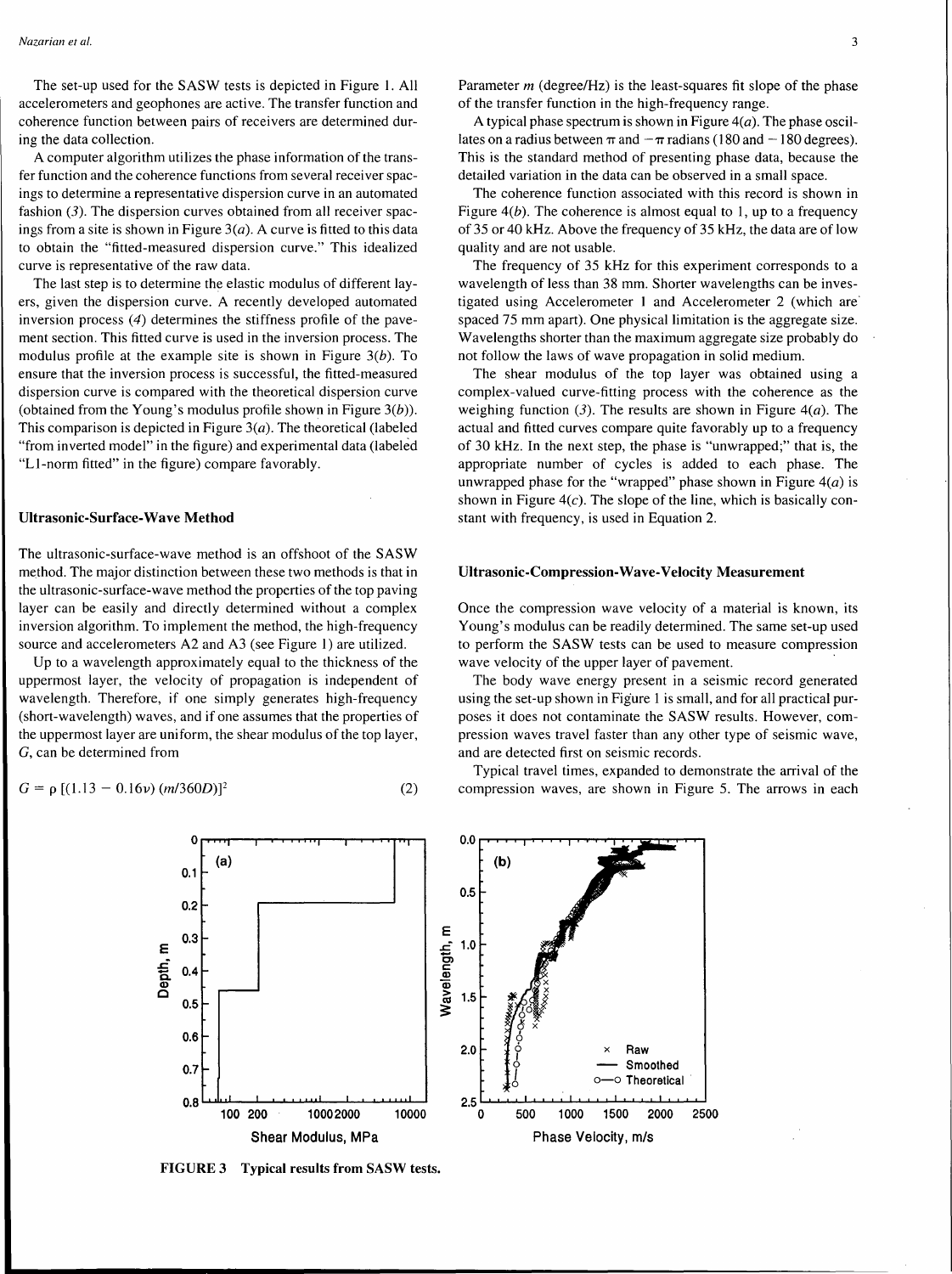The set-up used for the SASW tests is depicted in Figure 1. All accelerometers and geophones are active. The transfer function and coherence function between pairs of receivers are determined during the data collection.

A computer algorithm utilizes the phase information of the transfer function and the coherence functions from several receiver spacings to determine a representative dispersion curve in an automated fashion (*3*). The dispersion curves obtained from all receiver spacings from a site is shown in Figure 3(*a*). A curve is fitted to this data to obtain the "fitted-measured dispersion curve." This idealized curve is representative of the raw data.

The last step is to determine the elastic modulus of different layers, given the dispersion curve. A recently developed automated inversion process (*4*) determines the stiffness profile of the pavement section. This fitted curve is used in the inversion process. The modulus profile at the example site is shown in Figure 3(*b*). To ensure that the inversion process is successful, the fitted-measured dispersion curve is compared with the theoretical dispersion curve (obtained from the Young's modulus profile shown in Figure 3(*b*)). This comparison is depicted in Figure 3(*a*). The theoretical (labeled "from inverted model" in the figure) and experimental data (labeled "L1-norm fitted" in the figure) compare favorably.

### Ultrasonic-Surface-Wave Method

The ultrasonic-surface-wave method is an offshoot of the SASW method. The major distinction between these two methods is that in the ultrasonic-surface-wave method the properties of the top paving layer can be easily and directly determined without a complex inversion algorithm. To implement the method, the high-frequency source and accelerometers A2 and A3 (see Figure 1) are utilized.

Up to a wavelength approximately equal to the thickness of the uppermost layer, the velocity of propagation is independent of wavelength. Therefore, if one simply generates high-frequency (short-wavelength) waves, and if one assumes that the properties of the uppermost layer are uniform, the shear modulus of the top layer, $G$, can be determined from

$$G = \rho\,[(1.13 - 0.16\nu)\,(m/360D)]^2 \qquad (2)$$

Parameter $m$ (degree/Hz) is the least-squares fit slope of the phase of the transfer function in the high-frequency range.

A typical phase spectrum is shown in Figure 4(*a*). The phase oscillates on a radius between $\pi$ and $-\pi$ radians (180 and $-180$ degrees). This is the standard method of presenting phase data, because the detailed variation in the data can be observed in a small space.

The coherence function associated with this record is shown in Figure 4(*b*). The coherence is almost equal to 1, up to a frequency of 35 or 40 kHz. Above the frequency of 35 kHz, the data are of low quality and are not usable.

The frequency of 35 kHz for this experiment corresponds to a wavelength of less than 38 mm. Shorter wavelengths can be investigated using Accelerometer 1 and Accelerometer 2 (which are spaced 75 mm apart). One physical limitation is the aggregate size. Wavelengths shorter than the maximum aggregate size probably do not follow the laws of wave propagation in solid medium.

The shear modulus of the top layer was obtained using a complex-valued curve-fitting process with the coherence as the weighing function (*3*). The results are shown in Figure 4(*a*). The actual and fitted curves compare quite favorably up to a frequency of 30 kHz. In the next step, the phase is "unwrapped;" that is, the appropriate number of cycles is added to each phase. The unwrapped phase for the "wrapped" phase shown in Figure 4(*a*) is shown in Figure 4(*c*). The slope of the line, which is basically constant with frequency, is used in Equation 2.

### Ultrasonic-Compression-Wave-Velocity Measurement

Once the compression wave velocity of a material is known, its Young's modulus can be readily determined. The same set-up used to perform the SASW tests can be used to measure compression wave velocity of the upper layer of pavement.

The body wave energy present in a seismic record generated using the set-up shown in Figure 1 is small, and for all practical purposes it does not contaminate the SASW results. However, compression waves travel faster than any other type of seismic wave, and are detected first on seismic records.

Typical travel times, expanded to demonstrate the arrival of the compression waves, are shown in Figure 5. The arrows in each

**FIGURE 3 Typical results from SASW tests.**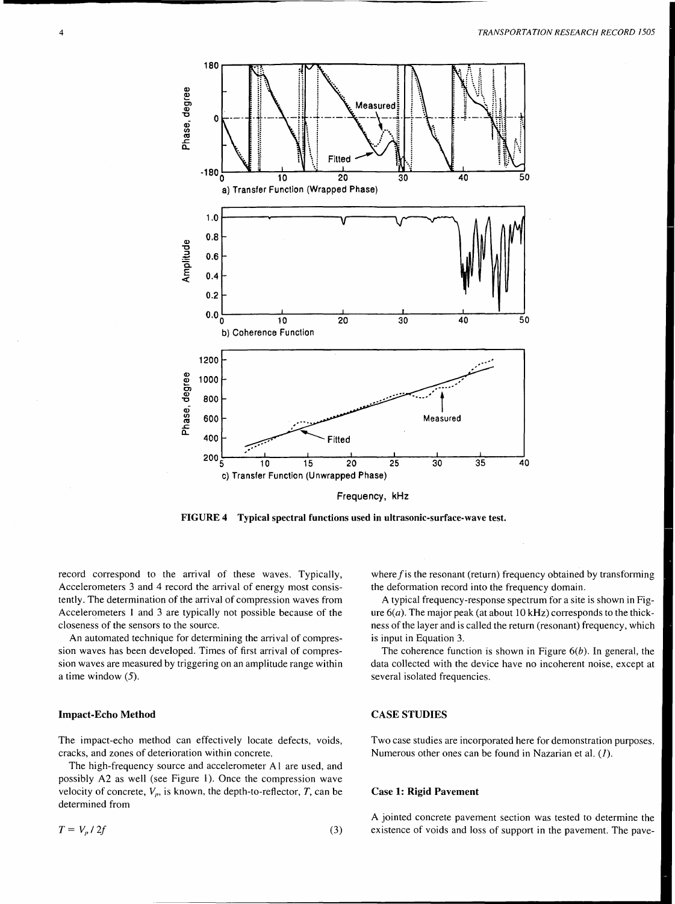FIGURE 4 Typical spectral functions used in ultrasonic-surface-wave test.

record correspond to the arrival of these waves. Typically, Accelerometers 3 and 4 record the arrival of energy most consistently. The determination of the arrival of compression waves from Accelerometers 1 and 3 are typically not possible because of the closeness of the sensors to the source.

An automated technique for determining the arrival of compression waves has been developed. Times of first arrival of compression waves are measured by triggering on an amplitude range within a time window (5).

### Impact-Echo Method

The impact-echo method can effectively locate defects, voids, cracks, and zones of deterioration within concrete.

The high-frequency source and accelerometer A1 are used, and possibly A2 as well (see Figure 1). Once the compression wave velocity of concrete, $V_p$, is known, the depth-to-reflector, $T$, can be determined from

$$T = V_p / 2f \tag{3}$$

where $f$ is the resonant (return) frequency obtained by transforming the deformation record into the frequency domain.

A typical frequency-response spectrum for a site is shown in Figure 6(*a*). The major peak (at about 10 kHz) corresponds to the thickness of the layer and is called the return (resonant) frequency, which is input in Equation 3.

The coherence function is shown in Figure 6(*b*). In general, the data collected with the device have no incoherent noise, except at several isolated frequencies.

## CASE STUDIES

Two case studies are incorporated here for demonstration purposes. Numerous other ones can be found in Nazarian et al. (1).

### Case 1: Rigid Pavement

A jointed concrete pavement section was tested to determine the existence of voids and loss of support in the pavement. The pave-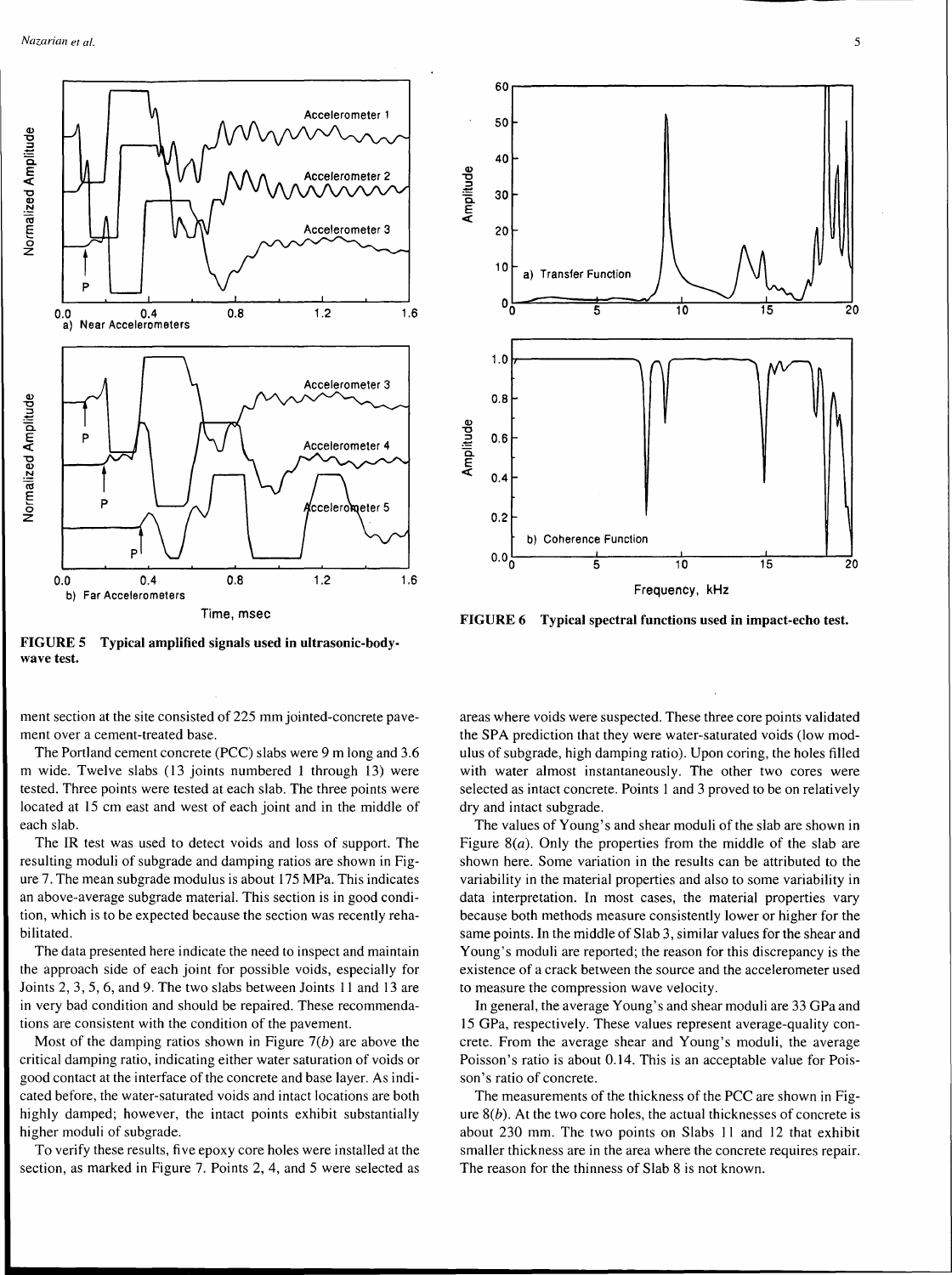FIGURE 5 Typical amplified signals used in ultrasonic-body-wave test.

FIGURE 6 Typical spectral functions used in impact-echo test.

ment section at the site consisted of 225 mm jointed-concrete pavement over a cement-treated base.

The Portland cement concrete (PCC) slabs were 9 m long and 3.6 m wide. Twelve slabs (13 joints numbered 1 through 13) were tested. Three points were tested at each slab. The three points were located at 15 cm east and west of each joint and in the middle of each slab.

The IR test was used to detect voids and loss of support. The resulting moduli of subgrade and damping ratios are shown in Figure 7. The mean subgrade modulus is about 175 MPa. This indicates an above-average subgrade material. This section is in good condition, which is to be expected because the section was recently rehabilitated.

The data presented here indicate the need to inspect and maintain the approach side of each joint for possible voids, especially for Joints 2, 3, 5, 6, and 9. The two slabs between Joints 11 and 13 are in very bad condition and should be repaired. These recommendations are consistent with the condition of the pavement.

Most of the damping ratios shown in Figure 7(*b*) are above the critical damping ratio, indicating either water saturation of voids or good contact at the interface of the concrete and base layer. As indicated before, the water-saturated voids and intact locations are both highly damped; however, the intact points exhibit substantially higher moduli of subgrade.

To verify these results, five epoxy core holes were installed at the section, as marked in Figure 7. Points 2, 4, and 5 were selected as areas where voids were suspected. These three core points validated the SPA prediction that they were water-saturated voids (low modulus of subgrade, high damping ratio). Upon coring, the holes filled with water almost instantaneously. The other two cores were selected as intact concrete. Points 1 and 3 proved to be on relatively dry and intact subgrade.

The values of Young's and shear moduli of the slab are shown in Figure 8(*a*). Only the properties from the middle of the slab are shown here. Some variation in the results can be attributed to the variability in the material properties and also to some variability in data interpretation. In most cases, the material properties vary because both methods measure consistently lower or higher for the same points. In the middle of Slab 3, similar values for the shear and Young's moduli are reported; the reason for this discrepancy is the existence of a crack between the source and the accelerometer used to measure the compression wave velocity.

In general, the average Young's and shear moduli are 33 GPa and 15 GPa, respectively. These values represent average-quality concrete. From the average shear and Young's moduli, the average Poisson's ratio is about 0.14. This is an acceptable value for Poisson's ratio of concrete.

The measurements of the thickness of the PCC are shown in Figure 8(*b*). At the two core holes, the actual thicknesses of concrete is about 230 mm. The two points on Slabs 11 and 12 that exhibit smaller thickness are in the area where the concrete requires repair. The reason for the thinness of Slab 8 is not known.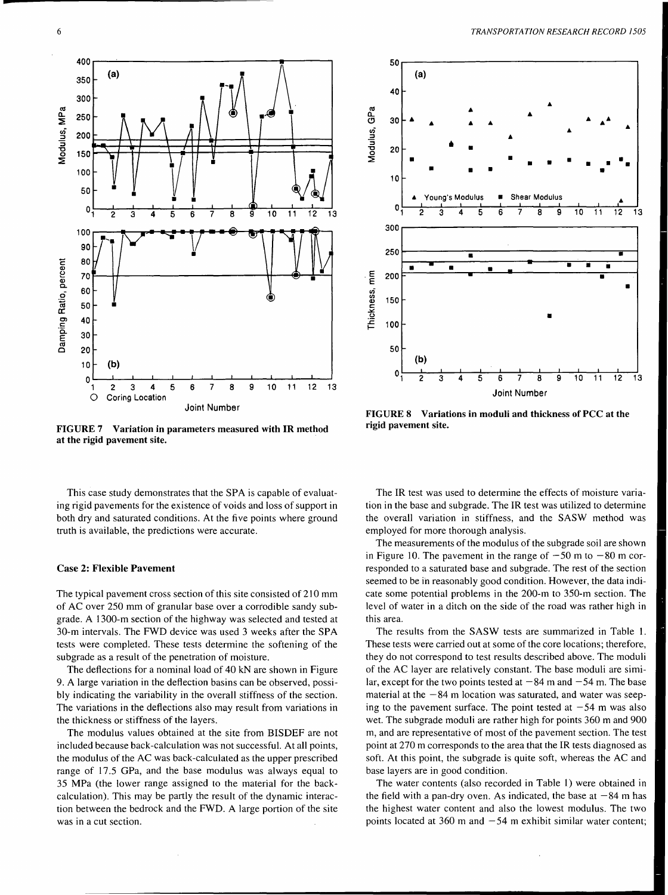FIGURE 7 Variation in parameters measured with IR method at the rigid pavement site.

FIGURE 8 Variations in moduli and thickness of PCC at the rigid pavement site.

This case study demonstrates that the SPA is capable of evaluating rigid pavements for the existence of voids and loss of support in both dry and saturated conditions. At the five points where ground truth is available, the predictions were accurate.

### Case 2: Flexible Pavement

The typical pavement cross section of this site consisted of 210 mm of AC over 250 mm of granular base over a corrodible sandy subgrade. A 1300-m section of the highway was selected and tested at 30-m intervals. The FWD device was used 3 weeks after the SPA tests were completed. These tests determine the softening of the subgrade as a result of the penetration of moisture.

The deflections for a nominal load of 40 kN are shown in Figure 9. A large variation in the deflection basins can be observed, possibly indicating the variability in the overall stiffness of the section. The variations in the deflections also may result from variations in the thickness or stiffness of the layers.

The modulus values obtained at the site from BISDEF are not included because back-calculation was not successful. At all points, the modulus of the AC was back-calculated as the upper prescribed range of 17.5 GPa, and the base modulus was always equal to 35 MPa (the lower range assigned to the material for the back-calculation). This may be partly the result of the dynamic interaction between the bedrock and the FWD. A large portion of the site was in a cut section.

The IR test was used to determine the effects of moisture variation in the base and subgrade. The IR test was utilized to determine the overall variation in stiffness, and the SASW method was employed for more thorough analysis.

The measurements of the modulus of the subgrade soil are shown in Figure 10. The pavement in the range of −50 m to −80 m corresponded to a saturated base and subgrade. The rest of the section seemed to be in reasonably good condition. However, the data indicate some potential problems in the 200-m to 350-m section. The level of water in a ditch on the side of the road was rather high in this area.

The results from the SASW tests are summarized in Table 1. These tests were carried out at some of the core locations; therefore, they do not correspond to test results described above. The moduli of the AC layer are relatively constant. The base moduli are similar, except for the two points tested at −84 m and −54 m. The base material at the −84 m location was saturated, and water was seeping to the pavement surface. The point tested at −54 m was also wet. The subgrade moduli are rather high for points 360 m and 900 m, and are representative of most of the pavement section. The test point at 270 m corresponds to the area that the IR tests diagnosed as soft. At this point, the subgrade is quite soft, whereas the AC and base layers are in good condition.

The water contents (also recorded in Table 1) were obtained in the field with a pan-dry oven. As indicated, the base at −84 m has the highest water content and also the lowest modulus. The two points located at 360 m and −54 m exhibit similar water content;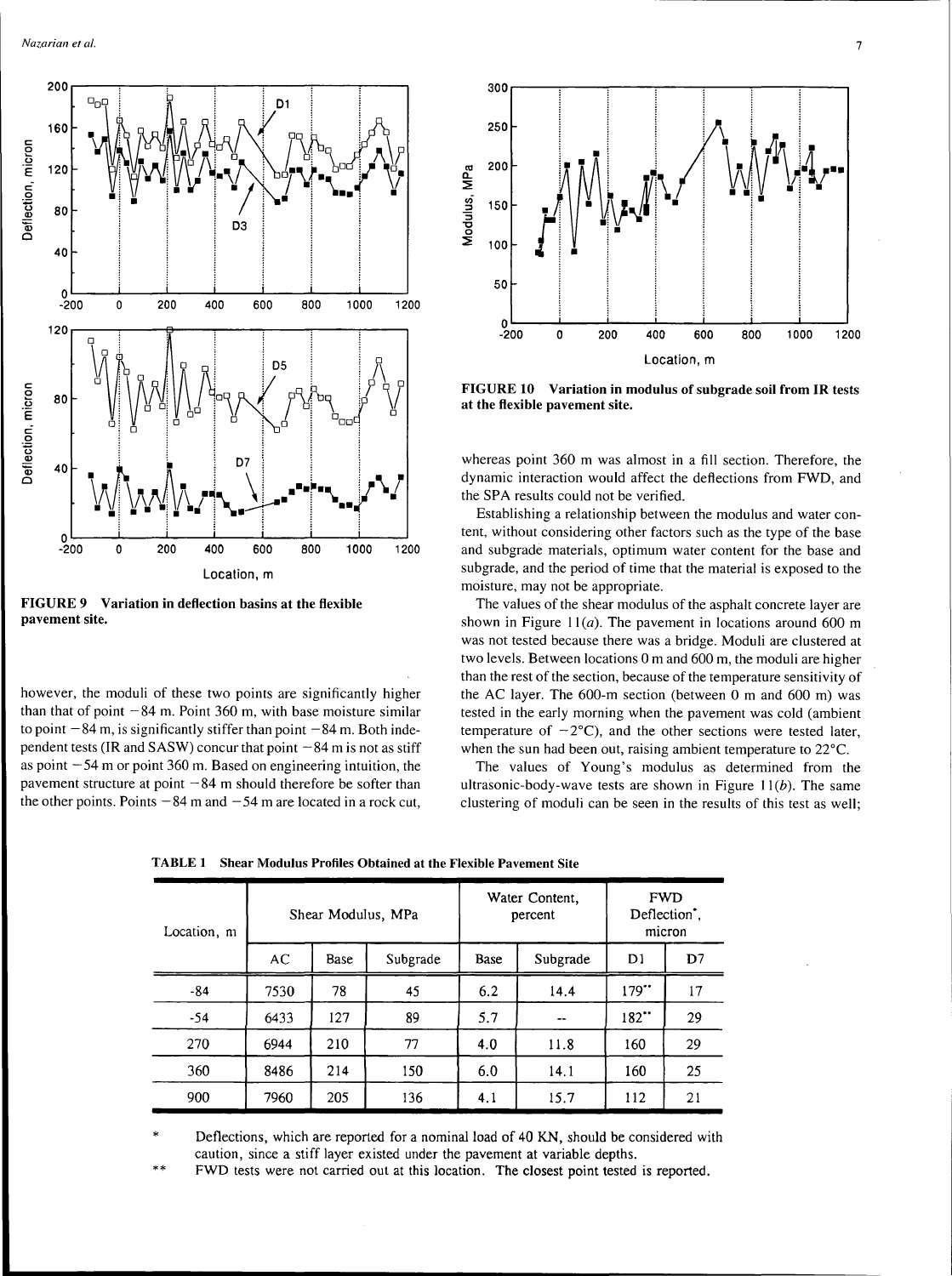FIGURE 9 Variation in deflection basins at the flexible pavement site.

FIGURE 10 Variation in modulus of subgrade soil from IR tests at the flexible pavement site.

however, the moduli of these two points are significantly higher than that of point −84 m. Point 360 m, with base moisture similar to point −84 m, is significantly stiffer than point −84 m. Both independent tests (IR and SASW) concur that point −84 m is not as stiff as point −54 m or point 360 m. Based on engineering intuition, the pavement structure at point −84 m should therefore be softer than the other points. Points −84 m and −54 m are located in a rock cut, whereas point 360 m was almost in a fill section. Therefore, the dynamic interaction would affect the deflections from FWD, and the SPA results could not be verified.

Establishing a relationship between the modulus and water content, without considering other factors such as the type of the base and subgrade materials, optimum water content for the base and subgrade, and the period of time that the material is exposed to the moisture, may not be appropriate.

The values of the shear modulus of the asphalt concrete layer are shown in Figure 11(*a*). The pavement in locations around 600 m was not tested because there was a bridge. Moduli are clustered at two levels. Between locations 0 m and 600 m, the moduli are higher than the rest of the section, because of the temperature sensitivity of the AC layer. The 600-m section (between 0 m and 600 m) was tested in the early morning when the pavement was cold (ambient temperature of −2°C), and the other sections were tested later, when the sun had been out, raising ambient temperature to 22°C.

The values of Young's modulus as determined from the ultrasonic-body-wave tests are shown in Figure 11(*b*). The same clustering of moduli can be seen in the results of this test as well;

**TABLE 1 Shear Modulus Profiles Obtained at the Flexible Pavement Site**

| Location, m | Shear Modulus, MPa | | | Water Content, percent | | FWD Deflection*, micron | |
|---|---|---|---|---|---|---|---|
| | AC | Base | Subgrade | Base | Subgrade | D1 | D7 |
| -84 | 7530 | 78 | 45 | 6.2 | 14.4 | 179** | 17 |
| -54 | 6433 | 127 | 89 | 5.7 | -- | 182** | 29 |
| 270 | 6944 | 210 | 77 | 4.0 | 11.8 | 160 | 29 |
| 360 | 8486 | 214 | 150 | 6.0 | 14.1 | 160 | 25 |
| 900 | 7960 | 205 | 136 | 4.1 | 15.7 | 112 | 21 |

\* Deflections, which are reported for a nominal load of 40 KN, should be considered with caution, since a stiff layer existed under the pavement at variable depths.

\*\* FWD tests were not carried out at this location. The closest point tested is reported.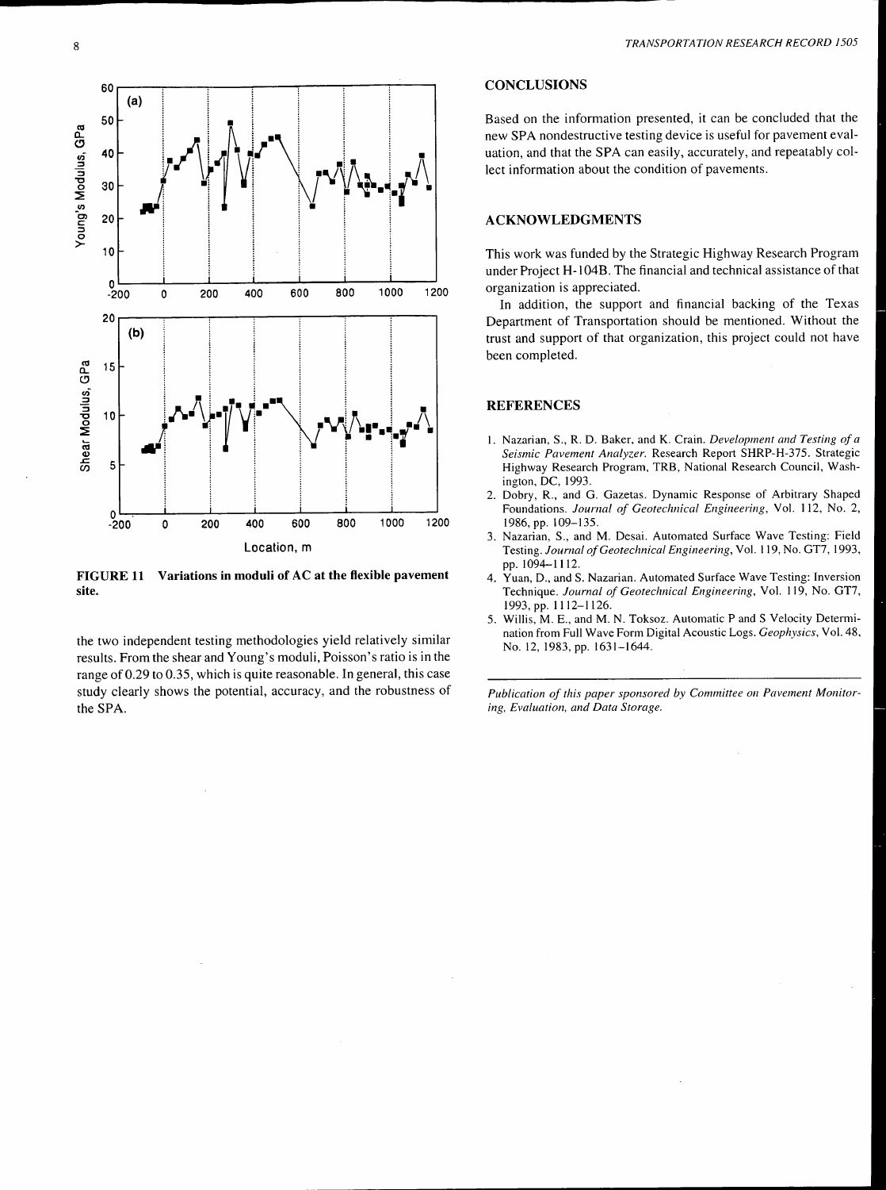(a)

Young's Modulus, GPa

60
50
40
30
20
10
0

-200 0 200 400 600 800 1000 1200

(b)

Shear Modulus, GPa

20
15
10
5
0

-200 0 200 400 600 800 1000 1200

Location, m

**FIGURE 11 Variations in moduli of AC at the flexible pavement site.**

the two independent testing methodologies yield relatively similar results. From the shear and Young's moduli, Poisson's ratio is in the range of 0.29 to 0.35, which is quite reasonable. In general, this case study clearly shows the potential, accuracy, and the robustness of the SPA.

## CONCLUSIONS

Based on the information presented, it can be concluded that the new SPA nondestructive testing device is useful for pavement evaluation, and that the SPA can easily, accurately, and repeatably collect information about the condition of pavements.

## ACKNOWLEDGMENTS

This work was funded by the Strategic Highway Research Program under Project H-104B. The financial and technical assistance of that organization is appreciated.

In addition, the support and financial backing of the Texas Department of Transportation should be mentioned. Without the trust and support of that organization, this project could not have been completed.

## REFERENCES

1. Nazarian, S., R. D. Baker, and K. Crain. *Development and Testing of a Seismic Pavement Analyzer.* Research Report SHRP-H-375. Strategic Highway Research Program, TRB, National Research Council, Washington, DC, 1993.
2. Dobry, R., and G. Gazetas. Dynamic Response of Arbitrary Shaped Foundations. *Journal of Geotechnical Engineering*, Vol. 112, No. 2, 1986, pp. 109–135.
3. Nazarian, S., and M. Desai. Automated Surface Wave Testing: Field Testing. *Journal of Geotechnical Engineering*, Vol. 119, No. GT7, 1993, pp. 1094–1112.
4. Yuan, D., and S. Nazarian. Automated Surface Wave Testing: Inversion Technique. *Journal of Geotechnical Engineering*, Vol. 119, No. GT7, 1993, pp. 1112–1126.
5. Willis, M. E., and M. N. Toksoz. Automatic P and S Velocity Determination from Full Wave Form Digital Acoustic Logs. *Geophysics*, Vol. 48, No. 12, 1983, pp. 1631–1644.

*Publication of this paper sponsored by Committee on Pavement Monitoring, Evaluation, and Data Storage.*